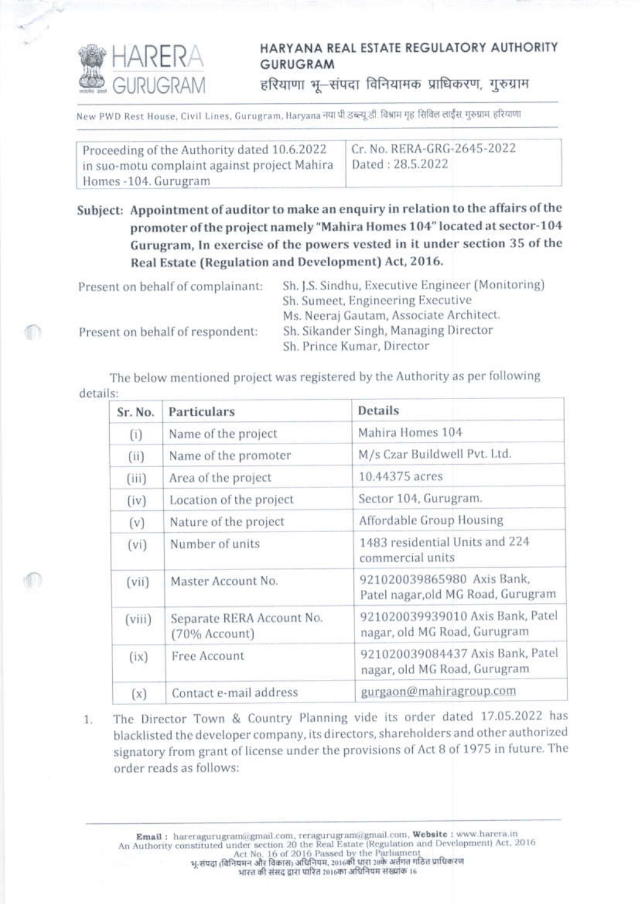# HARYANA REAL ESTATE REGULATORY AUTHORITY GURUGRAM

हरियाणा भू–संपदा विनियामक प्राधिकरण, गुरुग्राम

New PWD Rest House, Civil Lines, Gurugram, Haryana नया पी.डब्ल्यू.डी. विश्राम गृह, सिविल लाईंस, गुरुग्राम, हरियाणा

| Proceeding of the Authority dated 10.6.2022 in suo-motu complaint against project Mahira Homes -104. Gurugram | Cr. No. RERA-GRG-2645-2022 Dated : 28.5.2022 |
|---|---|

**Subject: Appointment of auditor to make an enquiry in relation to the affairs of the promoter of the project namely "Mahira Homes 104" located at sector-104 Gurugram, In exercise of the powers vested in it under section 35 of the Real Estate (Regulation and Development) Act, 2016.**

Present on behalf of complainant: Sh. J.S. Sindhu, Executive Engineer (Monitoring)
Sh. Sumeet, Engineering Executive
Ms. Neeraj Gautam, Associate Architect.

Present on behalf of respondent: Sh. Sikander Singh, Managing Director
Sh. Prince Kumar, Director

The below mentioned project was registered by the Authority as per following details:

| Sr. No. | Particulars | Details |
|---|---|---|
| (i) | Name of the project | Mahira Homes 104 |
| (ii) | Name of the promoter | M/s Czar Buildwell Pvt. Ltd. |
| (iii) | Area of the project | 10.44375 acres |
| (iv) | Location of the project | Sector 104, Gurugram. |
| (v) | Nature of the project | Affordable Group Housing |
| (vi) | Number of units | 1483 residential Units and 224 commercial units |
| (vii) | Master Account No. | 921020039865980 Axis Bank, Patel nagar,old MG Road, Gurugram |
| (viii) | Separate RERA Account No. (70% Account) | 921020039939010 Axis Bank, Patel nagar, old MG Road, Gurugram |
| (ix) | Free Account | 921020039084437 Axis Bank, Patel nagar, old MG Road, Gurugram |
| (x) | Contact e-mail address | gurgaon@mahiragroup.com |

1. The Director Town & Country Planning vide its order dated 17.05.2022 has blacklisted the developer company, its directors, shareholders and other authorized signatory from grant of license under the provisions of Act 8 of 1975 in future. The order reads as follows: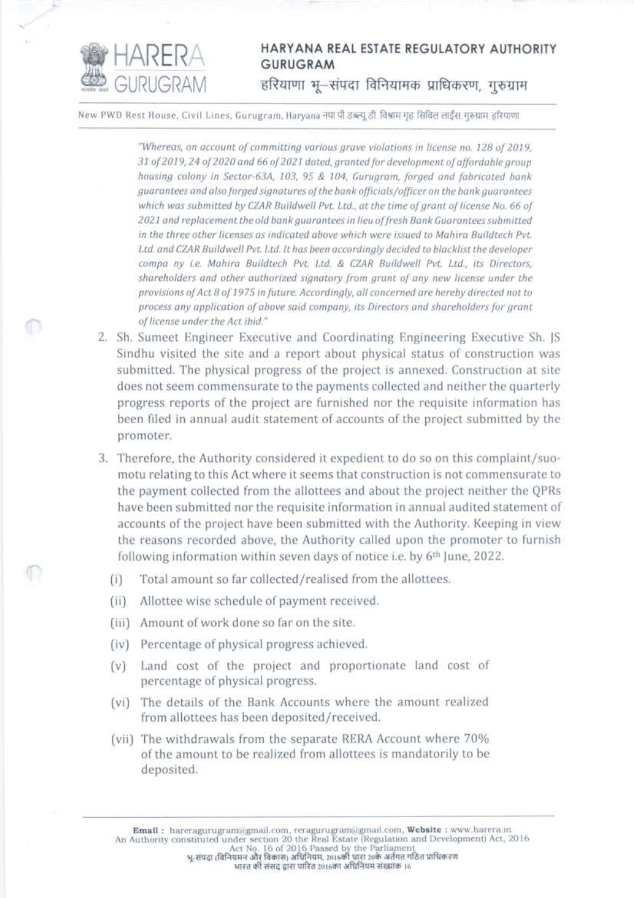*"Whereas, on account of committing various grave violations in license no. 128 of 2019, 31 of 2019, 24 of 2020 and 66 of 2021 dated, granted for development of affordable group housing colony in Sector-63A, 103, 95 & 104, Gurugram, forged and fabricated bank guarantees and also forged signatures of the bank officials/officer on the bank guarantees which was submitted by CZAR Buildwell Pvt. Ltd., at the time of grant of license No. 66 of 2021 and replacement the old bank guarantees in lieu of fresh Bank Guarantees submitted in the three other licenses as indicated above which were issued to Mahira Buildtech Pvt. Ltd. and CZAR Buildwell Pvt. Ltd. It has been accordingly decided to blacklist the developer compa ny i.e. Mahira Buildtech Pvt. Ltd. & CZAR Buildwell Pvt. Ltd., its Directors, shareholders and other authorized signatory from grant of any new license under the provisions of Act 8 of 1975 in future. Accordingly, all concerned are hereby directed not to process any application of above said company, its Directors and shareholders for grant of license under the Act ibid."*

2. Sh. Sumeet Engineer Executive and Coordinating Engineering Executive Sh. JS Sindhu visited the site and a report about physical status of construction was submitted. The physical progress of the project is annexed. Construction at site does not seem commensurate to the payments collected and neither the quarterly progress reports of the project are furnished nor the requisite information has been filed in annual audit statement of accounts of the project submitted by the promoter.

3. Therefore, the Authority considered it expedient to do so on this complaint/suo-motu relating to this Act where it seems that construction is not commensurate to the payment collected from the allottees and about the project neither the QPRs have been submitted nor the requisite information in annual audited statement of accounts of the project have been submitted with the Authority. Keeping in view the reasons recorded above, the Authority called upon the promoter to furnish following information within seven days of notice i.e. by 6th June, 2022.

   (i) Total amount so far collected/realised from the allottees.

   (ii) Allottee wise schedule of payment received.

   (iii) Amount of work done so far on the site.

   (iv) Percentage of physical progress achieved.

   (v) Land cost of the project and proportionate land cost of percentage of physical progress.

   (vi) The details of the Bank Accounts where the amount realized from allottees has been deposited/received.

   (vii) The withdrawals from the separate RERA Account where 70% of the amount to be realized from allottees is mandatorily to be deposited.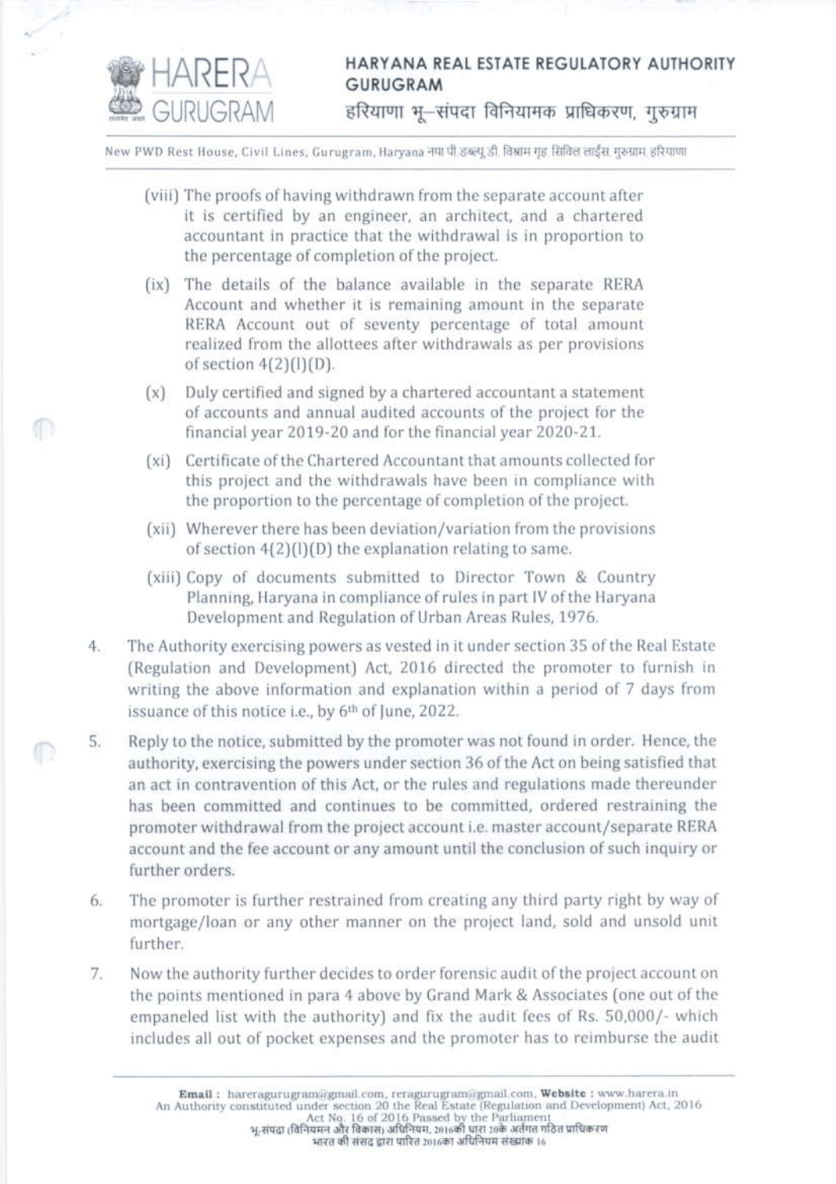(viii) The proofs of having withdrawn from the separate account after it is certified by an engineer, an architect, and a chartered accountant in practice that the withdrawal is in proportion to the percentage of completion of the project.

(ix) The details of the balance available in the separate RERA Account and whether it is remaining amount in the separate RERA Account out of seventy percentage of total amount realized from the allottees after withdrawals as per provisions of section 4(2)(l)(D).

(x) Duly certified and signed by a chartered accountant a statement of accounts and annual audited accounts of the project for the financial year 2019-20 and for the financial year 2020-21.

(xi) Certificate of the Chartered Accountant that amounts collected for this project and the withdrawals have been in compliance with the proportion to the percentage of completion of the project.

(xii) Wherever there has been deviation/variation from the provisions of section 4(2)(l)(D) the explanation relating to same.

(xiii) Copy of documents submitted to Director Town & Country Planning, Haryana in compliance of rules in part IV of the Haryana Development and Regulation of Urban Areas Rules, 1976.

4. The Authority exercising powers as vested in it under section 35 of the Real Estate (Regulation and Development) Act, 2016 directed the promoter to furnish in writing the above information and explanation within a period of 7 days from issuance of this notice i.e., by 6th of June, 2022.

5. Reply to the notice, submitted by the promoter was not found in order. Hence, the authority, exercising the powers under section 36 of the Act on being satisfied that an act in contravention of this Act, or the rules and regulations made thereunder has been committed and continues to be committed, ordered restraining the promoter withdrawal from the project account i.e. master account/separate RERA account and the fee account or any amount until the conclusion of such inquiry or further orders.

6. The promoter is further restrained from creating any third party right by way of mortgage/loan or any other manner on the project land, sold and unsold unit further.

7. Now the authority further decides to order forensic audit of the project account on the points mentioned in para 4 above by Grand Mark & Associates (one out of the empaneled list with the authority) and fix the audit fees of Rs. 50,000/- which includes all out of pocket expenses and the promoter has to reimburse the audit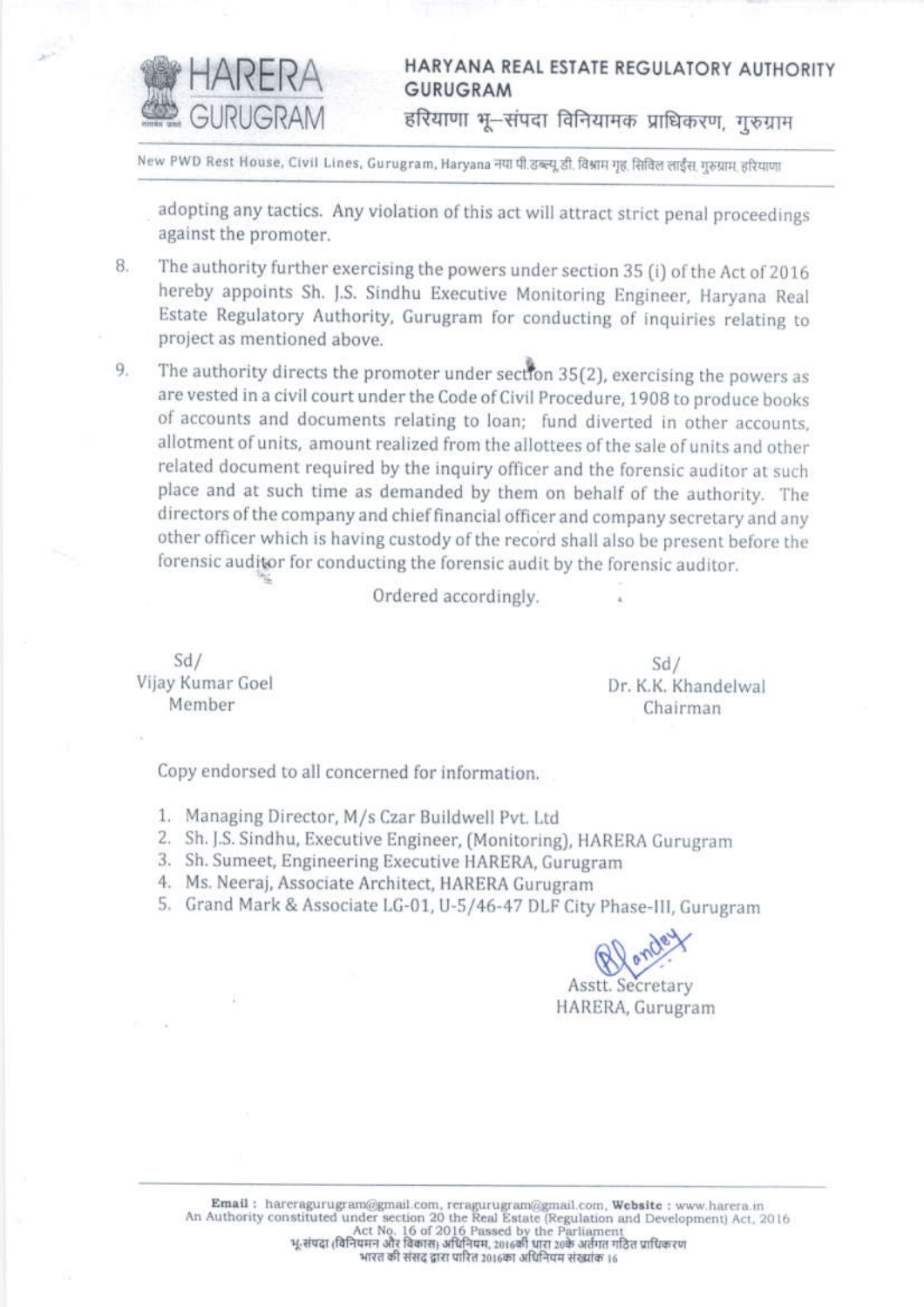adopting any tactics. Any violation of this act will attract strict penal proceedings against the promoter.

8. The authority further exercising the powers under section 35 (i) of the Act of 2016 hereby appoints Sh. J.S. Sindhu Executive Monitoring Engineer, Haryana Real Estate Regulatory Authority, Gurugram for conducting of inquiries relating to project as mentioned above.

9. The authority directs the promoter under section 35(2), exercising the powers as are vested in a civil court under the Code of Civil Procedure, 1908 to produce books of accounts and documents relating to loan; fund diverted in other accounts, allotment of units, amount realized from the allottees of the sale of units and other related document required by the inquiry officer and the forensic auditor at such place and at such time as demanded by them on behalf of the authority. The directors of the company and chief financial officer and company secretary and any other officer which is having custody of the record shall also be present before the forensic auditor for conducting the forensic audit by the forensic auditor.

Ordered accordingly.

Sd/
Vijay Kumar Goel
Member

Sd/
Dr. K.K. Khandelwal
Chairman

Copy endorsed to all concerned for information.

1. Managing Director, M/s Czar Buildwell Pvt. Ltd
2. Sh. J.S. Sindhu, Executive Engineer, (Monitoring), HARERA Gurugram
3. Sh. Sumeet, Engineering Executive HARERA, Gurugram
4. Ms. Neeraj, Associate Architect, HARERA Gurugram
5. Grand Mark & Associate LG-01, U-5/46-47 DLF City Phase-III, Gurugram

Asstt. Secretary
HARERA, Gurugram